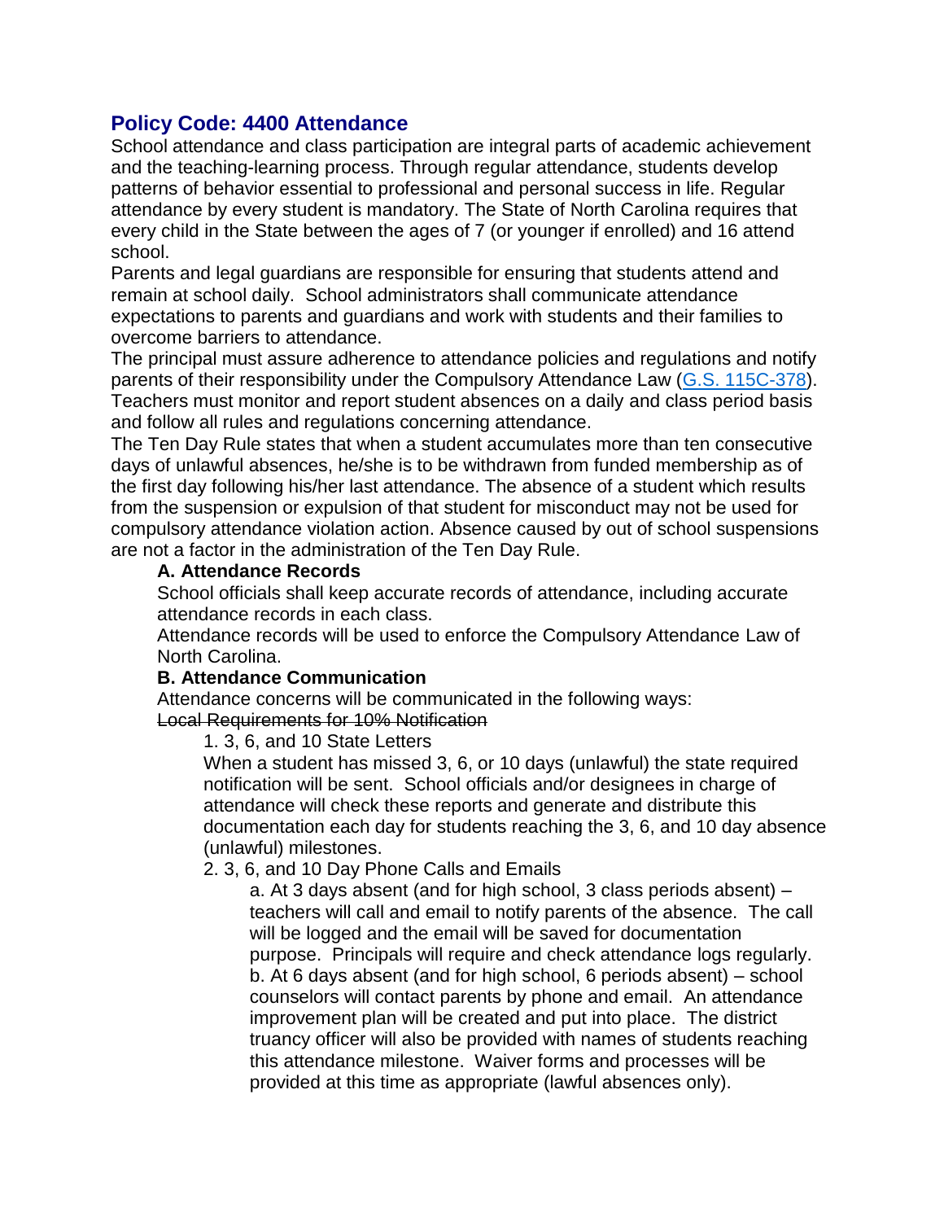## Policy Code: 4400 Attendance

School attendance and class participation are integral parts of academic achievement and the teaching-learning process. Through regular attendance, students develop patterns of behavior essential to professional and personal success in life. Regular attendance by every student is mandatory. The State of North Carolina requires that every child in the State between the ages of 7 (or younger if enrolled) and 16 attend school.

Parents and legal guardians are responsible for ensuring that students attend and remain at school daily. School administrators shall communicate attendance expectations to parents and guardians and work with students and their families to overcome barriers to attendance.

The principal must assure adherence to attendance policies and regulations and notify parents of their responsibility under the Compulsory Attendance Law ([G.S. 115C-378](G.S. 115C-378)). Teachers must monitor and report student absences on a daily and class period basis and follow all rules and regulations concerning attendance.

The Ten Day Rule states that when a student accumulates more than ten consecutive days of unlawful absences, he/she is to be withdrawn from funded membership as of the first day following his/her last attendance. The absence of a student which results from the suspension or expulsion of that student for misconduct may not be used for compulsory attendance violation action. Absence caused by out of school suspensions are not a factor in the administration of the Ten Day Rule.

**A. Attendance Records**

School officials shall keep accurate records of attendance, including accurate attendance records in each class.

Attendance records will be used to enforce the Compulsory Attendance Law of North Carolina.

**B. Attendance Communication**

Attendance concerns will be communicated in the following ways:

~~Local Requirements for 10% Notification~~

1. 3, 6, and 10 State Letters

   When a student has missed 3, 6, or 10 days (unlawful) the state required notification will be sent. School officials and/or designees in charge of attendance will check these reports and generate and distribute this documentation each day for students reaching the 3, 6, and 10 day absence (unlawful) milestones.

2. 3, 6, and 10 Day Phone Calls and Emails

   a. At 3 days absent (and for high school, 3 class periods absent) – teachers will call and email to notify parents of the absence. The call will be logged and the email will be saved for documentation purpose. Principals will require and check attendance logs regularly.

   b. At 6 days absent (and for high school, 6 periods absent) – school counselors will contact parents by phone and email. An attendance improvement plan will be created and put into place. The district truancy officer will also be provided with names of students reaching this attendance milestone. Waiver forms and processes will be provided at this time as appropriate (lawful absences only).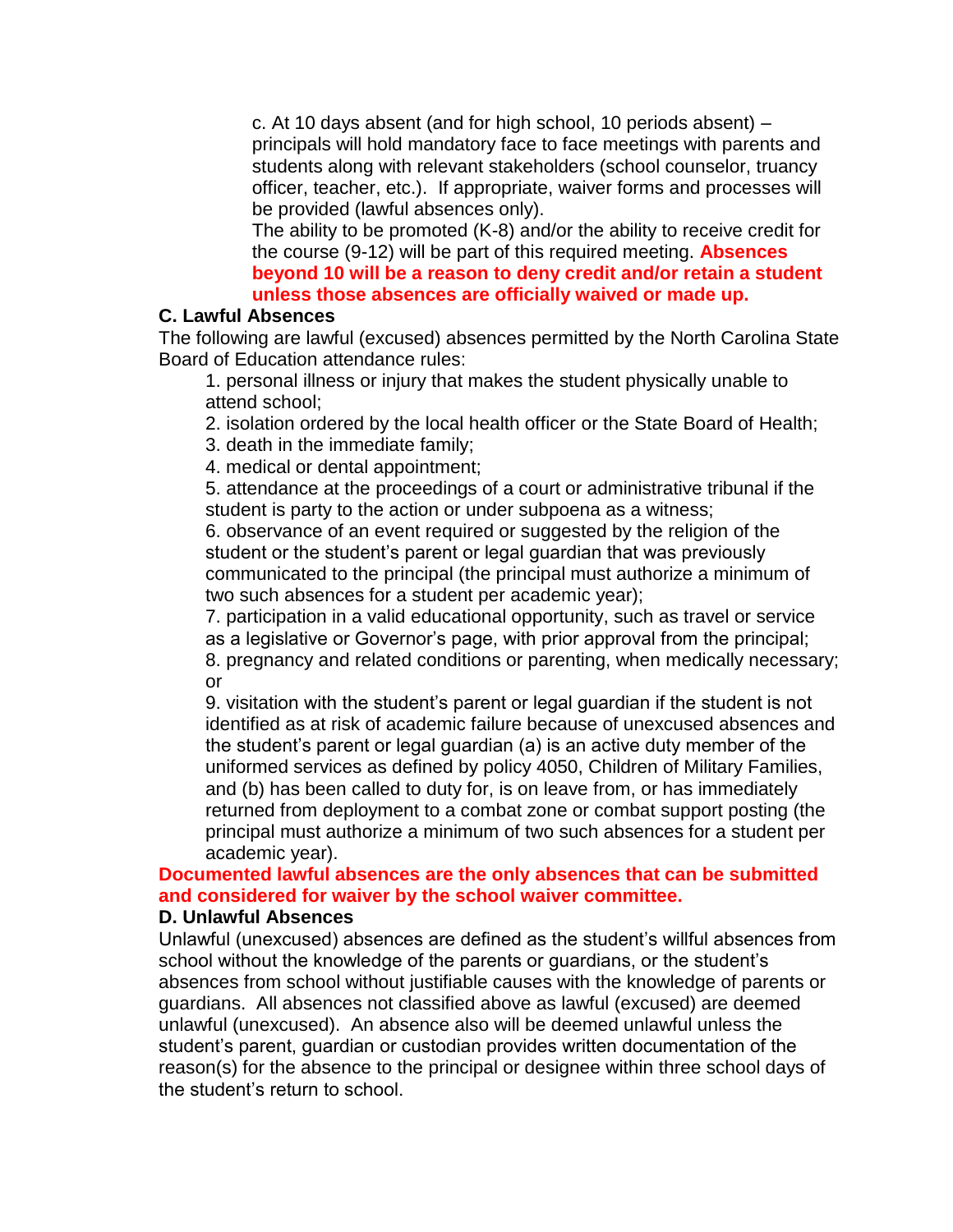c. At 10 days absent (and for high school, 10 periods absent) – principals will hold mandatory face to face meetings with parents and students along with relevant stakeholders (school counselor, truancy officer, teacher, etc.). If appropriate, waiver forms and processes will be provided (lawful absences only).

The ability to be promoted (K-8) and/or the ability to receive credit for the course (9-12) will be part of this required meeting. **Absences beyond 10 will be a reason to deny credit and/or retain a student unless those absences are officially waived or made up.**

**C. Lawful Absences**

The following are lawful (excused) absences permitted by the North Carolina State Board of Education attendance rules:

1. personal illness or injury that makes the student physically unable to attend school;
2. isolation ordered by the local health officer or the State Board of Health;
3. death in the immediate family;
4. medical or dental appointment;
5. attendance at the proceedings of a court or administrative tribunal if the student is party to the action or under subpoena as a witness;
6. observance of an event required or suggested by the religion of the student or the student's parent or legal guardian that was previously communicated to the principal (the principal must authorize a minimum of two such absences for a student per academic year);
7. participation in a valid educational opportunity, such as travel or service as a legislative or Governor's page, with prior approval from the principal;
8. pregnancy and related conditions or parenting, when medically necessary; or
9. visitation with the student's parent or legal guardian if the student is not identified as at risk of academic failure because of unexcused absences and the student's parent or legal guardian (a) is an active duty member of the uniformed services as defined by policy 4050, Children of Military Families, and (b) has been called to duty for, is on leave from, or has immediately returned from deployment to a combat zone or combat support posting (the principal must authorize a minimum of two such absences for a student per academic year).

**Documented lawful absences are the only absences that can be submitted and considered for waiver by the school waiver committee.**

**D. Unlawful Absences**

Unlawful (unexcused) absences are defined as the student's willful absences from school without the knowledge of the parents or guardians, or the student's absences from school without justifiable causes with the knowledge of parents or guardians. All absences not classified above as lawful (excused) are deemed unlawful (unexcused). An absence also will be deemed unlawful unless the student's parent, guardian or custodian provides written documentation of the reason(s) for the absence to the principal or designee within three school days of the student's return to school.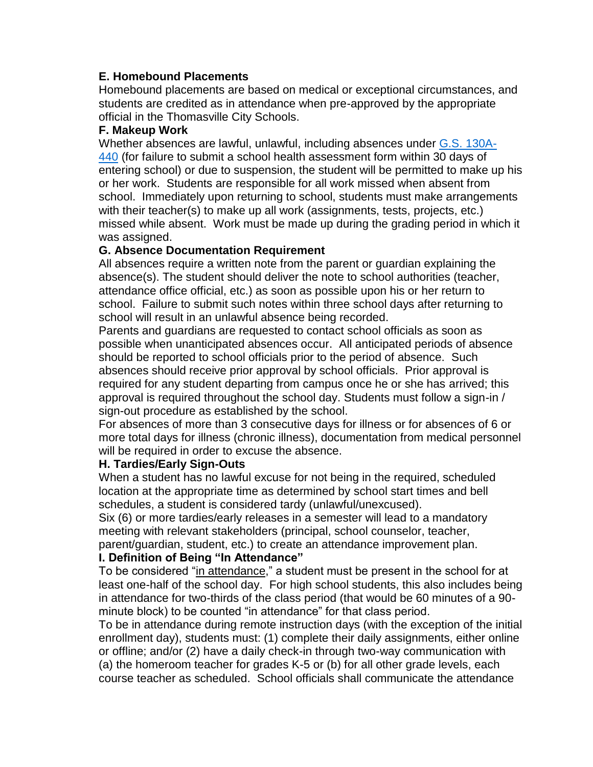**E. Homebound Placements**

Homebound placements are based on medical or exceptional circumstances, and students are credited as in attendance when pre-approved by the appropriate official in the Thomasville City Schools.

**F. Makeup Work**

Whether absences are lawful, unlawful, including absences under [G.S. 130A-440](G.S. 130A-440) (for failure to submit a school health assessment form within 30 days of entering school) or due to suspension, the student will be permitted to make up his or her work. Students are responsible for all work missed when absent from school. Immediately upon returning to school, students must make arrangements with their teacher(s) to make up all work (assignments, tests, projects, etc.) missed while absent. Work must be made up during the grading period in which it was assigned.

**G. Absence Documentation Requirement**

All absences require a written note from the parent or guardian explaining the absence(s). The student should deliver the note to school authorities (teacher, attendance office official, etc.) as soon as possible upon his or her return to school. Failure to submit such notes within three school days after returning to school will result in an unlawful absence being recorded.

Parents and guardians are requested to contact school officials as soon as possible when unanticipated absences occur. All anticipated periods of absence should be reported to school officials prior to the period of absence. Such absences should receive prior approval by school officials. Prior approval is required for any student departing from campus once he or she has arrived; this approval is required throughout the school day. Students must follow a sign-in / sign-out procedure as established by the school.

For absences of more than 3 consecutive days for illness or for absences of 6 or more total days for illness (chronic illness), documentation from medical personnel will be required in order to excuse the absence.

**H. Tardies/Early Sign-Outs**

When a student has no lawful excuse for not being in the required, scheduled location at the appropriate time as determined by school start times and bell schedules, a student is considered tardy (unlawful/unexcused).

Six (6) or more tardies/early releases in a semester will lead to a mandatory meeting with relevant stakeholders (principal, school counselor, teacher, parent/guardian, student, etc.) to create an attendance improvement plan.

**I. Definition of Being "In Attendance"**

To be considered "in attendance," a student must be present in the school for at least one-half of the school day. For high school students, this also includes being in attendance for two-thirds of the class period (that would be 60 minutes of a 90-minute block) to be counted "in attendance" for that class period.

To be in attendance during remote instruction days (with the exception of the initial enrollment day), students must: (1) complete their daily assignments, either online or offline; and/or (2) have a daily check-in through two-way communication with (a) the homeroom teacher for grades K-5 or (b) for all other grade levels, each course teacher as scheduled. School officials shall communicate the attendance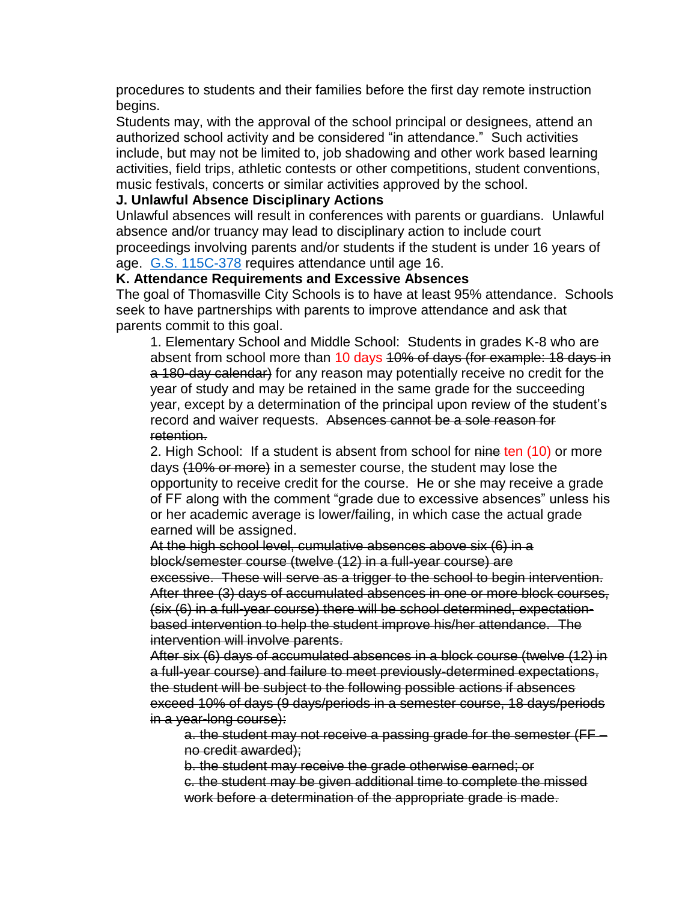procedures to students and their families before the first day remote instruction begins.

Students may, with the approval of the school principal or designees, attend an authorized school activity and be considered "in attendance." Such activities include, but may not be limited to, job shadowing and other work based learning activities, field trips, athletic contests or other competitions, student conventions, music festivals, concerts or similar activities approved by the school.

**J. Unlawful Absence Disciplinary Actions**

Unlawful absences will result in conferences with parents or guardians. Unlawful absence and/or truancy may lead to disciplinary action to include court proceedings involving parents and/or students if the student is under 16 years of age. [G.S. 115C-378](G.S. 115C-378) requires attendance until age 16.

**K. Attendance Requirements and Excessive Absences**

The goal of Thomasville City Schools is to have at least 95% attendance. Schools seek to have partnerships with parents to improve attendance and ask that parents commit to this goal.

1. Elementary School and Middle School: Students in grades K-8 who are absent from school more than 10 days ~~10% of days (for example: 18 days in a 180-day calendar)~~ for any reason may potentially receive no credit for the year of study and may be retained in the same grade for the succeeding year, except by a determination of the principal upon review of the student's record and waiver requests. ~~Absences cannot be a sole reason for retention.~~

2. High School: If a student is absent from school for ~~nine~~ ten (10) or more days ~~(10% or more)~~ in a semester course, the student may lose the opportunity to receive credit for the course. He or she may receive a grade of FF along with the comment "grade due to excessive absences" unless his or her academic average is lower/failing, in which case the actual grade earned will be assigned.

   ~~At the high school level, cumulative absences above six (6) in a block/semester course (twelve (12) in a full-year course) are excessive. These will serve as a trigger to the school to begin intervention. After three (3) days of accumulated absences in one or more block courses, (six (6) in a full-year course) there will be school determined, expectation-based intervention to help the student improve his/her attendance. The intervention will involve parents.~~

   ~~After six (6) days of accumulated absences in a block course (twelve (12) in a full-year course) and failure to meet previously-determined expectations, the student will be subject to the following possible actions if absences exceed 10% of days (9 days/periods in a semester course, 18 days/periods in a year-long course):~~

   ~~a. the student may not receive a passing grade for the semester (FF – no credit awarded);~~
   ~~b. the student may receive the grade otherwise earned; or~~
   ~~c. the student may be given additional time to complete the missed work before a determination of the appropriate grade is made.~~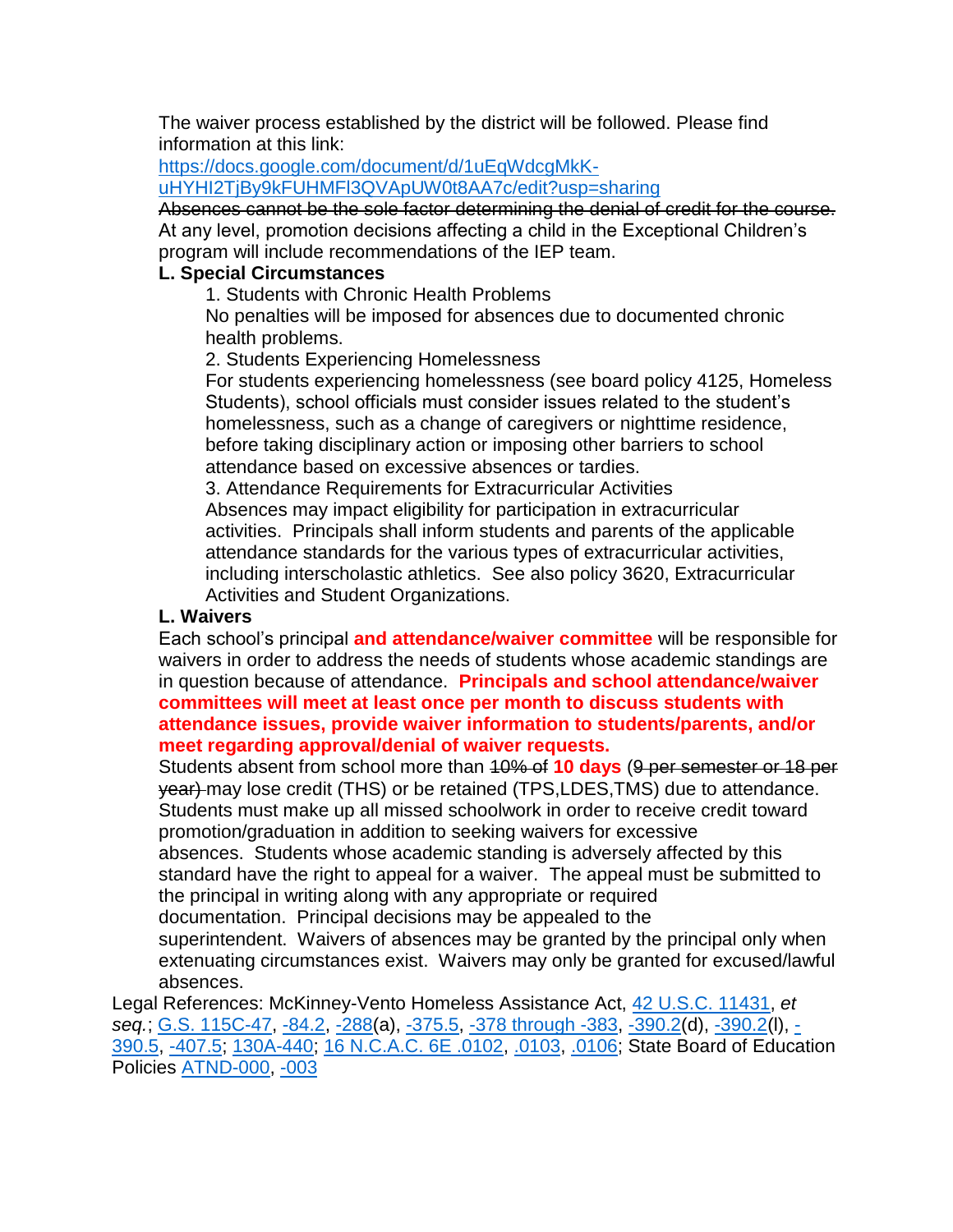The waiver process established by the district will be followed. Please find information at this link: https://docs.google.com/document/d/1uEqWdcgMkK-uHYHI2TjBy9kFUHMFl3QVApUW0t8AA7c/edit?usp=sharing

~~Absences cannot be the sole factor determining the denial of credit for the course.~~ At any level, promotion decisions affecting a child in the Exceptional Children's program will include recommendations of the IEP team.

**L. Special Circumstances**

1. Students with Chronic Health Problems

No penalties will be imposed for absences due to documented chronic health problems.

2. Students Experiencing Homelessness

For students experiencing homelessness (see board policy 4125, Homeless Students), school officials must consider issues related to the student's homelessness, such as a change of caregivers or nighttime residence, before taking disciplinary action or imposing other barriers to school attendance based on excessive absences or tardies.

3. Attendance Requirements for Extracurricular Activities

Absences may impact eligibility for participation in extracurricular activities. Principals shall inform students and parents of the applicable attendance standards for the various types of extracurricular activities, including interscholastic athletics. See also policy 3620, Extracurricular Activities and Student Organizations.

**L. Waivers**

Each school's principal **and attendance/waiver committee** will be responsible for waivers in order to address the needs of students whose academic standings are in question because of attendance. **Principals and school attendance/waiver committees will meet at least once per month to discuss students with attendance issues, provide waiver information to students/parents, and/or meet regarding approval/denial of waiver requests.**

Students absent from school more than ~~10% of~~ **10 days** (~~9 per semester or 18 per year)~~ may lose credit (THS) or be retained (TPS,LDES,TMS) due to attendance. Students must make up all missed schoolwork in order to receive credit toward promotion/graduation in addition to seeking waivers for excessive absences. Students whose academic standing is adversely affected by this standard have the right to appeal for a waiver. The appeal must be submitted to the principal in writing along with any appropriate or required documentation. Principal decisions may be appealed to the superintendent. Waivers of absences may be granted by the principal only when extenuating circumstances exist. Waivers may only be granted for excused/lawful absences.

Legal References: McKinney-Vento Homeless Assistance Act, 42 U.S.C. 11431, *et seq.*; G.S. 115C-47, -84.2, -288(a), -375.5, -378 through -383, -390.2(d), -390.2(l), -390.5, -407.5; 130A-440; 16 N.C.A.C. 6E .0102, .0103, .0106; State Board of Education Policies ATND-000, -003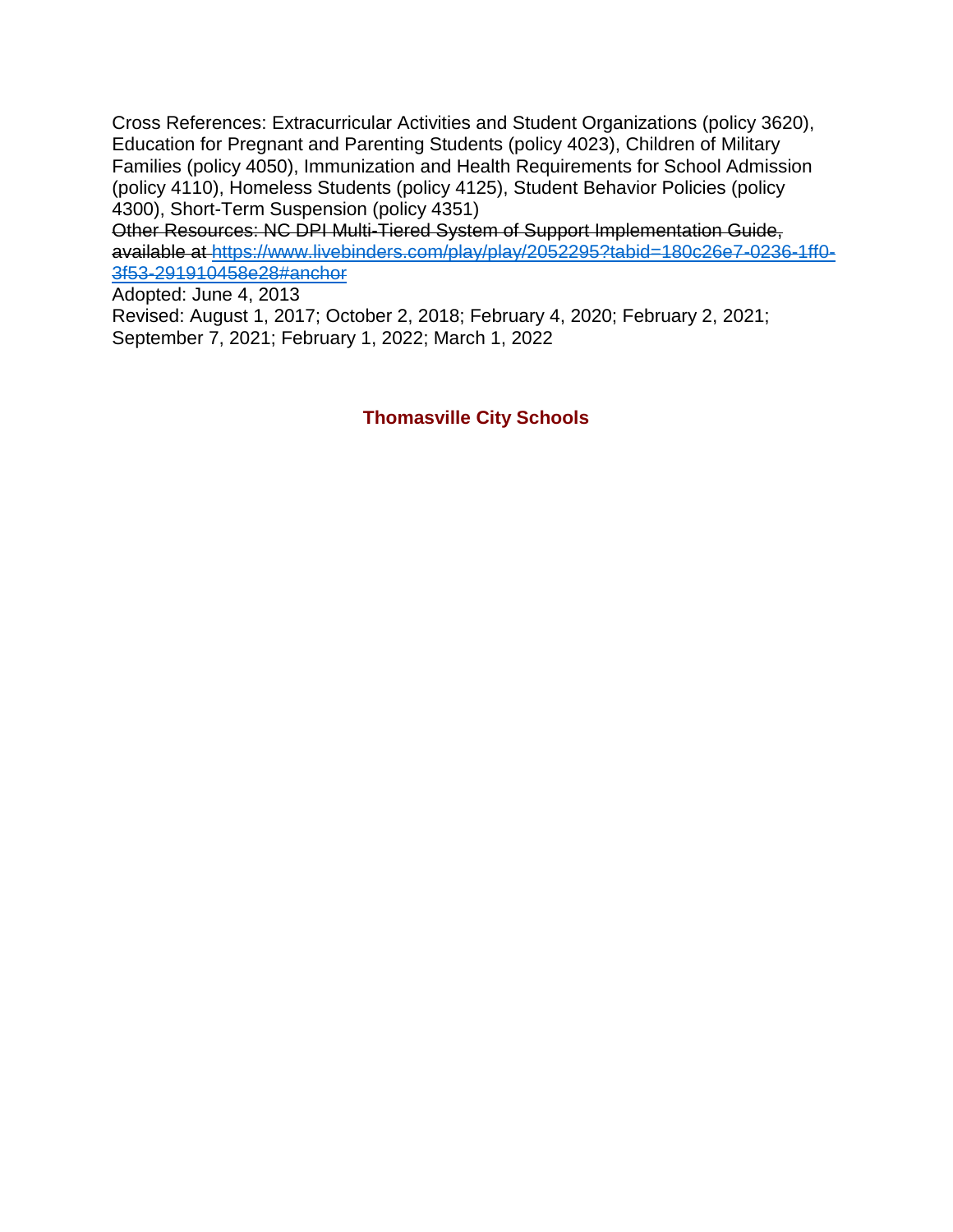Cross References: Extracurricular Activities and Student Organizations (policy 3620), Education for Pregnant and Parenting Students (policy 4023), Children of Military Families (policy 4050), Immunization and Health Requirements for School Admission (policy 4110), Homeless Students (policy 4125), Student Behavior Policies (policy 4300), Short-Term Suspension (policy 4351)

~~Other Resources: NC DPI Multi-Tiered System of Support Implementation Guide, available at https://www.livebinders.com/play/play/2052295?tabid=180c26e7-0236-1ff0-3f53-291910458e28#anchor~~

Adopted: June 4, 2013

Revised: August 1, 2017; October 2, 2018; February 4, 2020; February 2, 2021; September 7, 2021; February 1, 2022; March 1, 2022

**Thomasville City Schools**